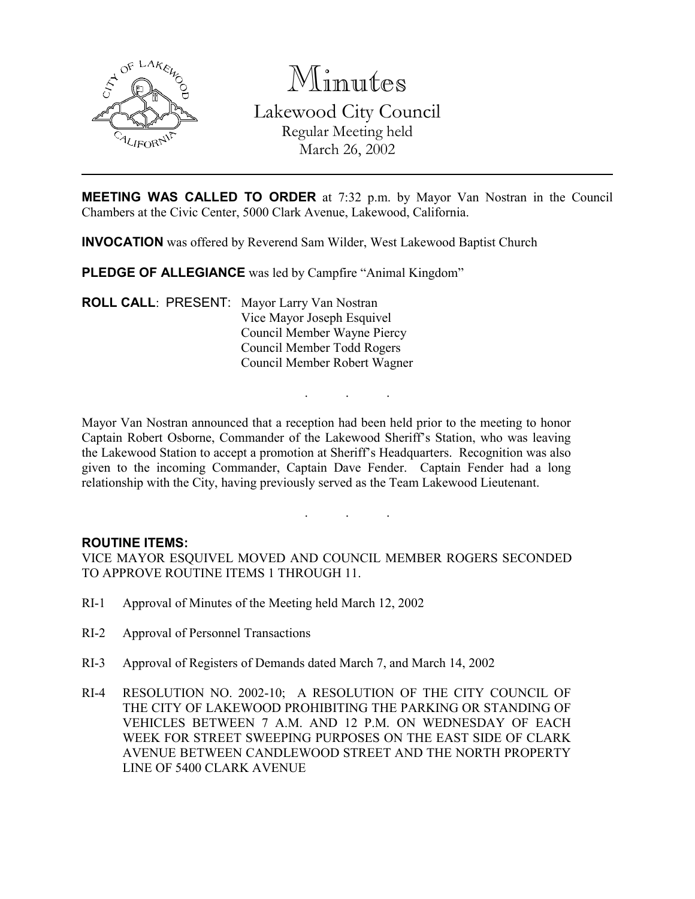# Minutes

Lakewood City Council
Regular Meeting held
March 26, 2002

**MEETING WAS CALLED TO ORDER** at 7:32 p.m. by Mayor Van Nostran in the Council Chambers at the Civic Center, 5000 Clark Avenue, Lakewood, California.

**INVOCATION** was offered by Reverend Sam Wilder, West Lakewood Baptist Church

**PLEDGE OF ALLEGIANCE** was led by Campfire "Animal Kingdom"

**ROLL CALL**: PRESENT: Mayor Larry Van Nostran
Vice Mayor Joseph Esquivel
Council Member Wayne Piercy
Council Member Todd Rogers
Council Member Robert Wagner

. . .

Mayor Van Nostran announced that a reception had been held prior to the meeting to honor Captain Robert Osborne, Commander of the Lakewood Sheriff's Station, who was leaving the Lakewood Station to accept a promotion at Sheriff's Headquarters. Recognition was also given to the incoming Commander, Captain Dave Fender. Captain Fender had a long relationship with the City, having previously served as the Team Lakewood Lieutenant.

. . .

**ROUTINE ITEMS:**

VICE MAYOR ESQUIVEL MOVED AND COUNCIL MEMBER ROGERS SECONDED TO APPROVE ROUTINE ITEMS 1 THROUGH 11.

RI-1 Approval of Minutes of the Meeting held March 12, 2002

RI-2 Approval of Personnel Transactions

RI-3 Approval of Registers of Demands dated March 7, and March 14, 2002

RI-4 RESOLUTION NO. 2002-10; A RESOLUTION OF THE CITY COUNCIL OF THE CITY OF LAKEWOOD PROHIBITING THE PARKING OR STANDING OF VEHICLES BETWEEN 7 A.M. AND 12 P.M. ON WEDNESDAY OF EACH WEEK FOR STREET SWEEPING PURPOSES ON THE EAST SIDE OF CLARK AVENUE BETWEEN CANDLEWOOD STREET AND THE NORTH PROPERTY LINE OF 5400 CLARK AVENUE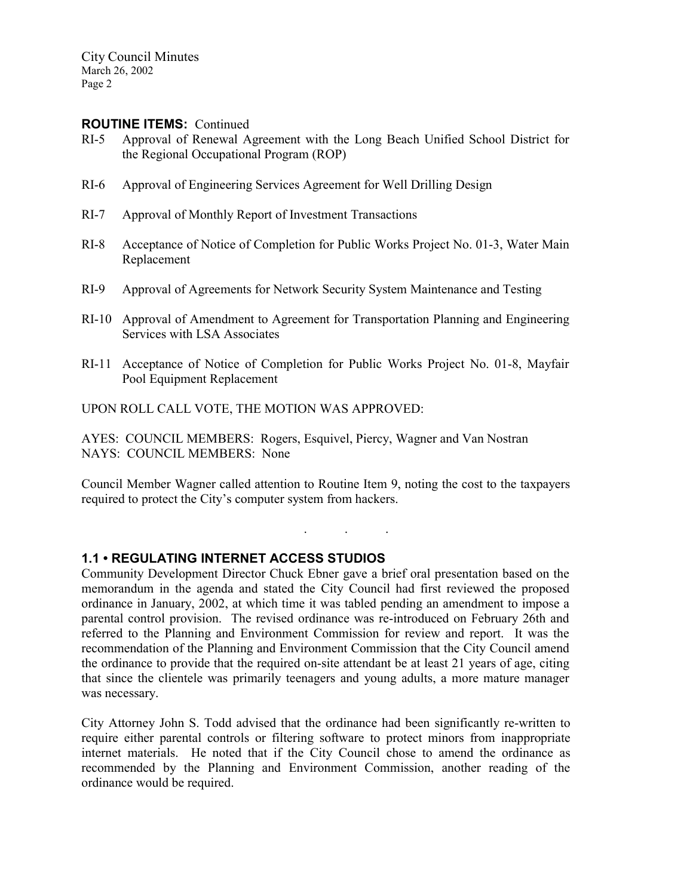## ROUTINE ITEMS: Continued

RI-5 Approval of Renewal Agreement with the Long Beach Unified School District for the Regional Occupational Program (ROP)

RI-6 Approval of Engineering Services Agreement for Well Drilling Design

RI-7 Approval of Monthly Report of Investment Transactions

RI-8 Acceptance of Notice of Completion for Public Works Project No. 01-3, Water Main Replacement

RI-9 Approval of Agreements for Network Security System Maintenance and Testing

RI-10 Approval of Amendment to Agreement for Transportation Planning and Engineering Services with LSA Associates

RI-11 Acceptance of Notice of Completion for Public Works Project No. 01-8, Mayfair Pool Equipment Replacement

UPON ROLL CALL VOTE, THE MOTION WAS APPROVED:

AYES: COUNCIL MEMBERS: Rogers, Esquivel, Piercy, Wagner and Van Nostran
NAYS: COUNCIL MEMBERS: None

Council Member Wagner called attention to Routine Item 9, noting the cost to the taxpayers required to protect the City's computer system from hackers.

. . .

## 1.1 • REGULATING INTERNET ACCESS STUDIOS

Community Development Director Chuck Ebner gave a brief oral presentation based on the memorandum in the agenda and stated the City Council had first reviewed the proposed ordinance in January, 2002, at which time it was tabled pending an amendment to impose a parental control provision. The revised ordinance was re-introduced on February 26th and referred to the Planning and Environment Commission for review and report. It was the recommendation of the Planning and Environment Commission that the City Council amend the ordinance to provide that the required on-site attendant be at least 21 years of age, citing that since the clientele was primarily teenagers and young adults, a more mature manager was necessary.

City Attorney John S. Todd advised that the ordinance had been significantly re-written to require either parental controls or filtering software to protect minors from inappropriate internet materials. He noted that if the City Council chose to amend the ordinance as recommended by the Planning and Environment Commission, another reading of the ordinance would be required.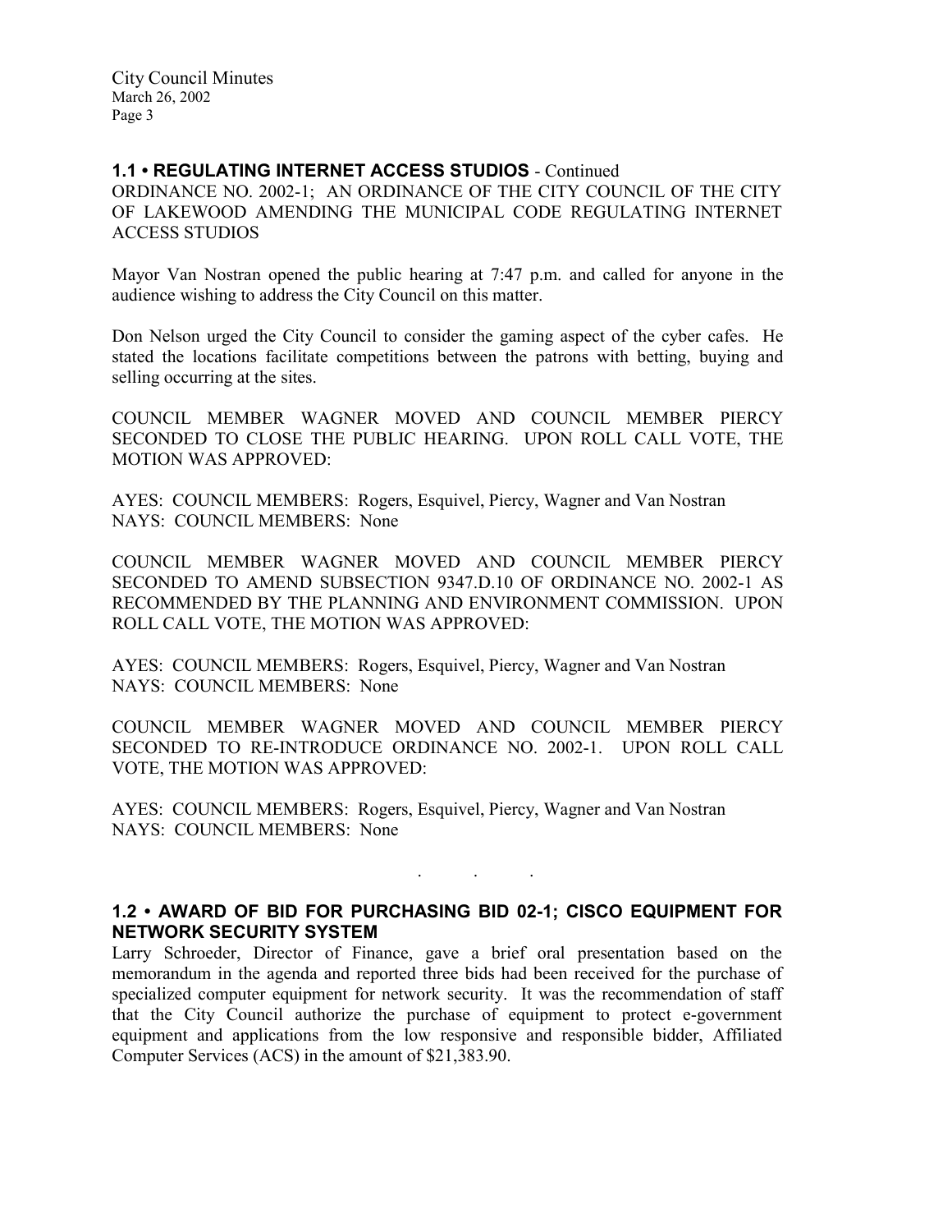### 1.1 • REGULATING INTERNET ACCESS STUDIOS - Continued

ORDINANCE NO. 2002-1; AN ORDINANCE OF THE CITY COUNCIL OF THE CITY OF LAKEWOOD AMENDING THE MUNICIPAL CODE REGULATING INTERNET ACCESS STUDIOS

Mayor Van Nostran opened the public hearing at 7:47 p.m. and called for anyone in the audience wishing to address the City Council on this matter.

Don Nelson urged the City Council to consider the gaming aspect of the cyber cafes. He stated the locations facilitate competitions between the patrons with betting, buying and selling occurring at the sites.

COUNCIL MEMBER WAGNER MOVED AND COUNCIL MEMBER PIERCY SECONDED TO CLOSE THE PUBLIC HEARING. UPON ROLL CALL VOTE, THE MOTION WAS APPROVED:

AYES: COUNCIL MEMBERS: Rogers, Esquivel, Piercy, Wagner and Van Nostran
NAYS: COUNCIL MEMBERS: None

COUNCIL MEMBER WAGNER MOVED AND COUNCIL MEMBER PIERCY SECONDED TO AMEND SUBSECTION 9347.D.10 OF ORDINANCE NO. 2002-1 AS RECOMMENDED BY THE PLANNING AND ENVIRONMENT COMMISSION. UPON ROLL CALL VOTE, THE MOTION WAS APPROVED:

AYES: COUNCIL MEMBERS: Rogers, Esquivel, Piercy, Wagner and Van Nostran
NAYS: COUNCIL MEMBERS: None

COUNCIL MEMBER WAGNER MOVED AND COUNCIL MEMBER PIERCY SECONDED TO RE-INTRODUCE ORDINANCE NO. 2002-1. UPON ROLL CALL VOTE, THE MOTION WAS APPROVED:

AYES: COUNCIL MEMBERS: Rogers, Esquivel, Piercy, Wagner and Van Nostran
NAYS: COUNCIL MEMBERS: None

. . .

### 1.2 • AWARD OF BID FOR PURCHASING BID 02-1; CISCO EQUIPMENT FOR NETWORK SECURITY SYSTEM

Larry Schroeder, Director of Finance, gave a brief oral presentation based on the memorandum in the agenda and reported three bids had been received for the purchase of specialized computer equipment for network security. It was the recommendation of staff that the City Council authorize the purchase of equipment to protect e-government equipment and applications from the low responsive and responsible bidder, Affiliated Computer Services (ACS) in the amount of $21,383.90.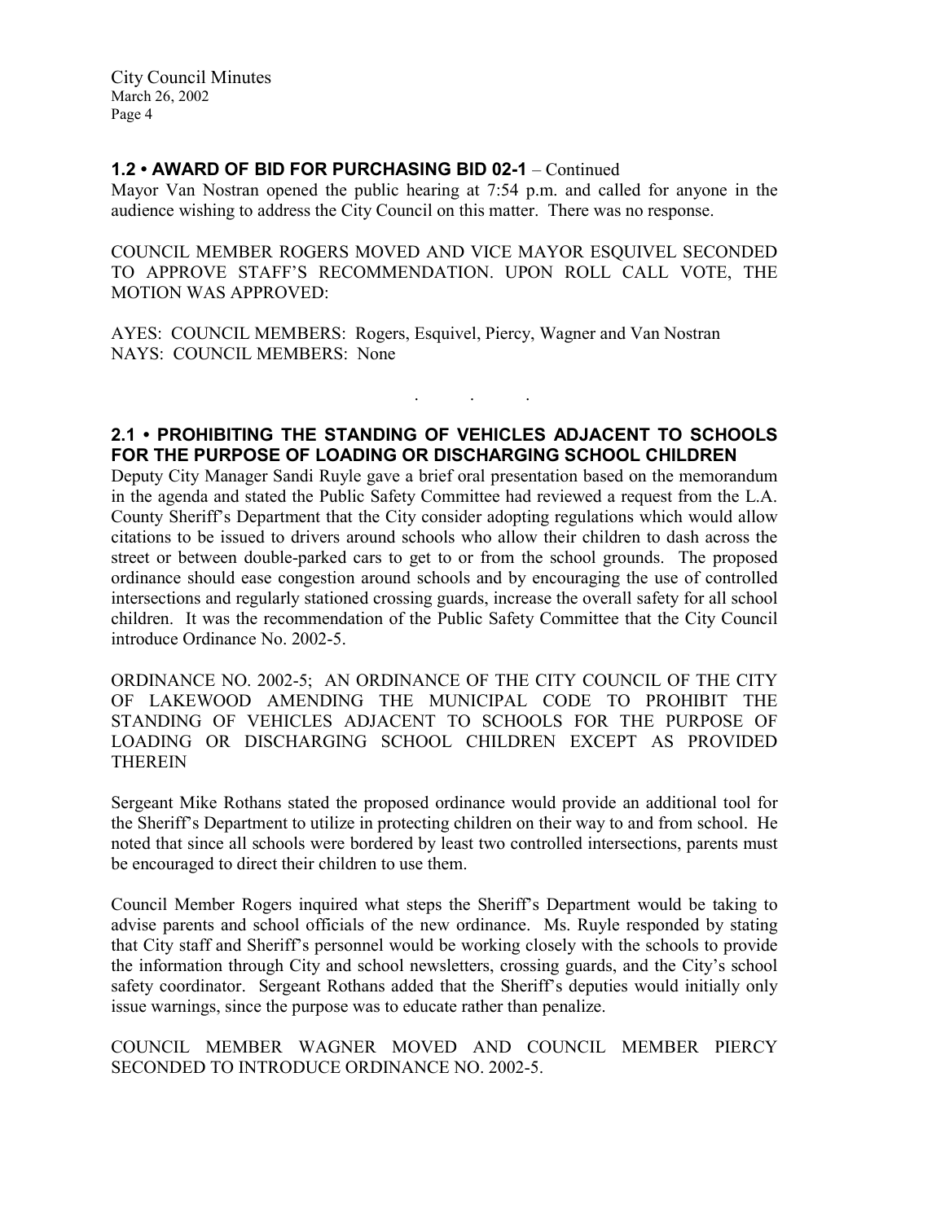## 1.2 • AWARD OF BID FOR PURCHASING BID 02-1 – Continued

Mayor Van Nostran opened the public hearing at 7:54 p.m. and called for anyone in the audience wishing to address the City Council on this matter. There was no response.

COUNCIL MEMBER ROGERS MOVED AND VICE MAYOR ESQUIVEL SECONDED TO APPROVE STAFF'S RECOMMENDATION. UPON ROLL CALL VOTE, THE MOTION WAS APPROVED:

AYES: COUNCIL MEMBERS: Rogers, Esquivel, Piercy, Wagner and Van Nostran
NAYS: COUNCIL MEMBERS: None

. . .

## 2.1 • PROHIBITING THE STANDING OF VEHICLES ADJACENT TO SCHOOLS FOR THE PURPOSE OF LOADING OR DISCHARGING SCHOOL CHILDREN

Deputy City Manager Sandi Ruyle gave a brief oral presentation based on the memorandum in the agenda and stated the Public Safety Committee had reviewed a request from the L.A. County Sheriff's Department that the City consider adopting regulations which would allow citations to be issued to drivers around schools who allow their children to dash across the street or between double-parked cars to get to or from the school grounds. The proposed ordinance should ease congestion around schools and by encouraging the use of controlled intersections and regularly stationed crossing guards, increase the overall safety for all school children. It was the recommendation of the Public Safety Committee that the City Council introduce Ordinance No. 2002-5.

ORDINANCE NO. 2002-5; AN ORDINANCE OF THE CITY COUNCIL OF THE CITY OF LAKEWOOD AMENDING THE MUNICIPAL CODE TO PROHIBIT THE STANDING OF VEHICLES ADJACENT TO SCHOOLS FOR THE PURPOSE OF LOADING OR DISCHARGING SCHOOL CHILDREN EXCEPT AS PROVIDED THEREIN

Sergeant Mike Rothans stated the proposed ordinance would provide an additional tool for the Sheriff's Department to utilize in protecting children on their way to and from school. He noted that since all schools were bordered by least two controlled intersections, parents must be encouraged to direct their children to use them.

Council Member Rogers inquired what steps the Sheriff's Department would be taking to advise parents and school officials of the new ordinance. Ms. Ruyle responded by stating that City staff and Sheriff's personnel would be working closely with the schools to provide the information through City and school newsletters, crossing guards, and the City's school safety coordinator. Sergeant Rothans added that the Sheriff's deputies would initially only issue warnings, since the purpose was to educate rather than penalize.

COUNCIL MEMBER WAGNER MOVED AND COUNCIL MEMBER PIERCY SECONDED TO INTRODUCE ORDINANCE NO. 2002-5.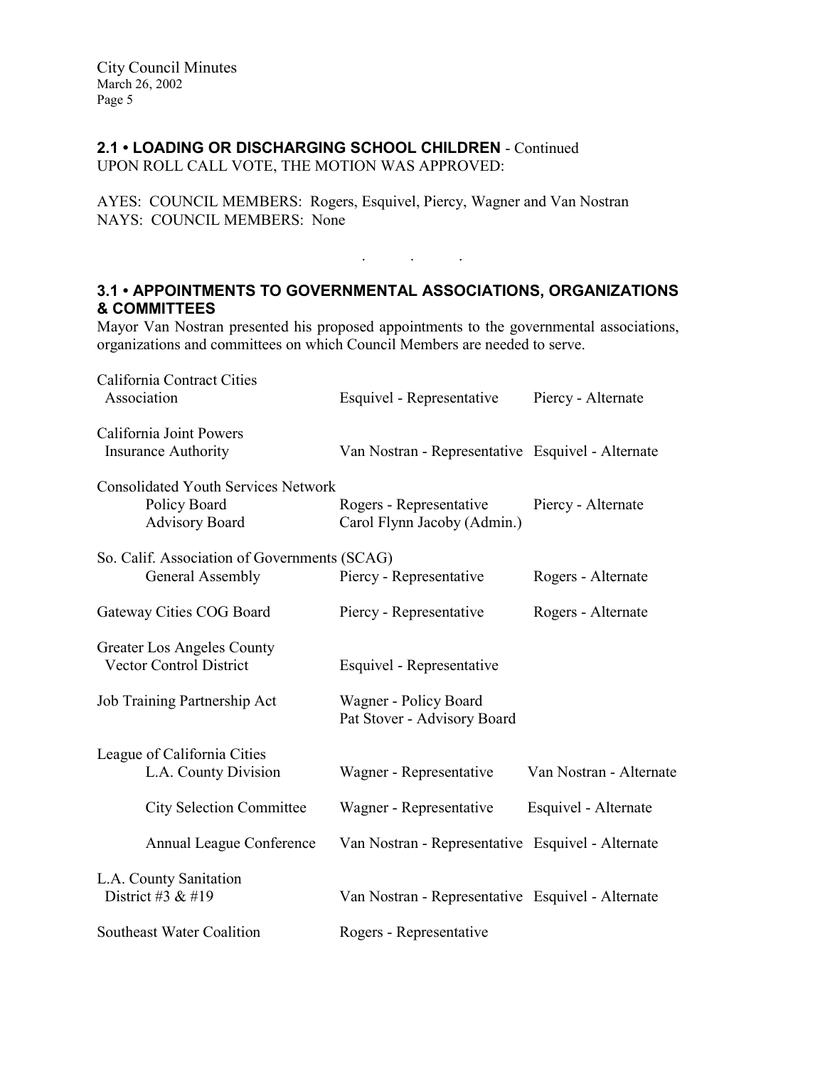## 2.1 • LOADING OR DISCHARGING SCHOOL CHILDREN - Continued

UPON ROLL CALL VOTE, THE MOTION WAS APPROVED:

AYES: COUNCIL MEMBERS: Rogers, Esquivel, Piercy, Wagner and Van Nostran
NAYS: COUNCIL MEMBERS: None

. . .

## 3.1 • APPOINTMENTS TO GOVERNMENTAL ASSOCIATIONS, ORGANIZATIONS & COMMITTEES

Mayor Van Nostran presented his proposed appointments to the governmental associations, organizations and committees on which Council Members are needed to serve.

| Organization | Representative | Alternate |
|---|---|---|
| California Contract Cities Association | Esquivel - Representative | Piercy - Alternate |
| California Joint Powers Insurance Authority | Van Nostran - Representative | Esquivel - Alternate |
| Consolidated Youth Services Network | | |
| Policy Board | Rogers - Representative | Piercy - Alternate |
| Advisory Board | Carol Flynn Jacoby (Admin.) | |
| So. Calif. Association of Governments (SCAG) | | |
| General Assembly | Piercy - Representative | Rogers - Alternate |
| Gateway Cities COG Board | Piercy - Representative | Rogers - Alternate |
| Greater Los Angeles County Vector Control District | Esquivel - Representative | |
| Job Training Partnership Act | Wagner - Policy Board<br>Pat Stover - Advisory Board | |
| League of California Cities | | |
| L.A. County Division | Wagner - Representative | Van Nostran - Alternate |
| City Selection Committee | Wagner - Representative | Esquivel - Alternate |
| Annual League Conference | Van Nostran - Representative | Esquivel - Alternate |
| L.A. County Sanitation District #3 & #19 | Van Nostran - Representative | Esquivel - Alternate |
| Southeast Water Coalition | Rogers - Representative | |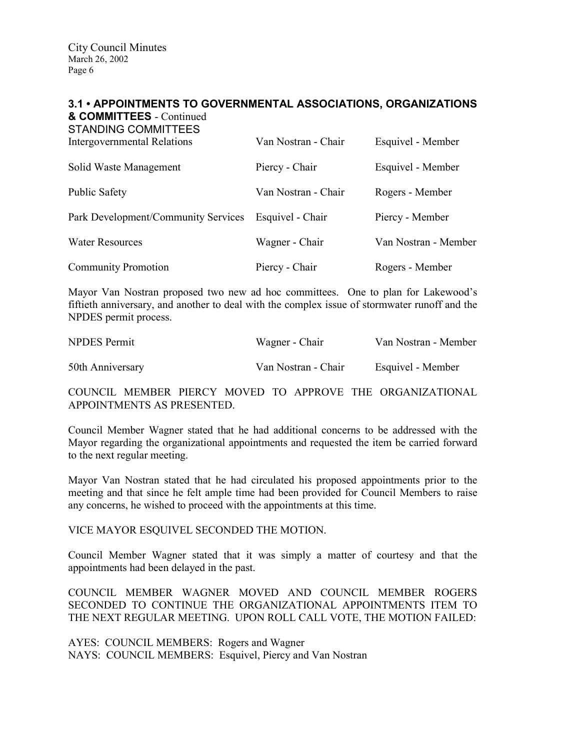## 3.1 • APPOINTMENTS TO GOVERNMENTAL ASSOCIATIONS, ORGANIZATIONS & COMMITTEES - Continued

STANDING COMMITTEES

| | | |
|---|---|---|
| Intergovernmental Relations | Van Nostran - Chair | Esquivel - Member |
| Solid Waste Management | Piercy - Chair | Esquivel - Member |
| Public Safety | Van Nostran - Chair | Rogers - Member |
| Park Development/Community Services | Esquivel - Chair | Piercy - Member |
| Water Resources | Wagner - Chair | Van Nostran - Member |
| Community Promotion | Piercy - Chair | Rogers - Member |

Mayor Van Nostran proposed two new ad hoc committees. One to plan for Lakewood's fiftieth anniversary, and another to deal with the complex issue of stormwater runoff and the NPDES permit process.

| | | |
|---|---|---|
| NPDES Permit | Wagner - Chair | Van Nostran - Member |
| 50th Anniversary | Van Nostran - Chair | Esquivel - Member |

COUNCIL MEMBER PIERCY MOVED TO APPROVE THE ORGANIZATIONAL APPOINTMENTS AS PRESENTED.

Council Member Wagner stated that he had additional concerns to be addressed with the Mayor regarding the organizational appointments and requested the item be carried forward to the next regular meeting.

Mayor Van Nostran stated that he had circulated his proposed appointments prior to the meeting and that since he felt ample time had been provided for Council Members to raise any concerns, he wished to proceed with the appointments at this time.

VICE MAYOR ESQUIVEL SECONDED THE MOTION.

Council Member Wagner stated that it was simply a matter of courtesy and that the appointments had been delayed in the past.

COUNCIL MEMBER WAGNER MOVED AND COUNCIL MEMBER ROGERS SECONDED TO CONTINUE THE ORGANIZATIONAL APPOINTMENTS ITEM TO THE NEXT REGULAR MEETING. UPON ROLL CALL VOTE, THE MOTION FAILED:

AYES: COUNCIL MEMBERS: Rogers and Wagner
NAYS: COUNCIL MEMBERS: Esquivel, Piercy and Van Nostran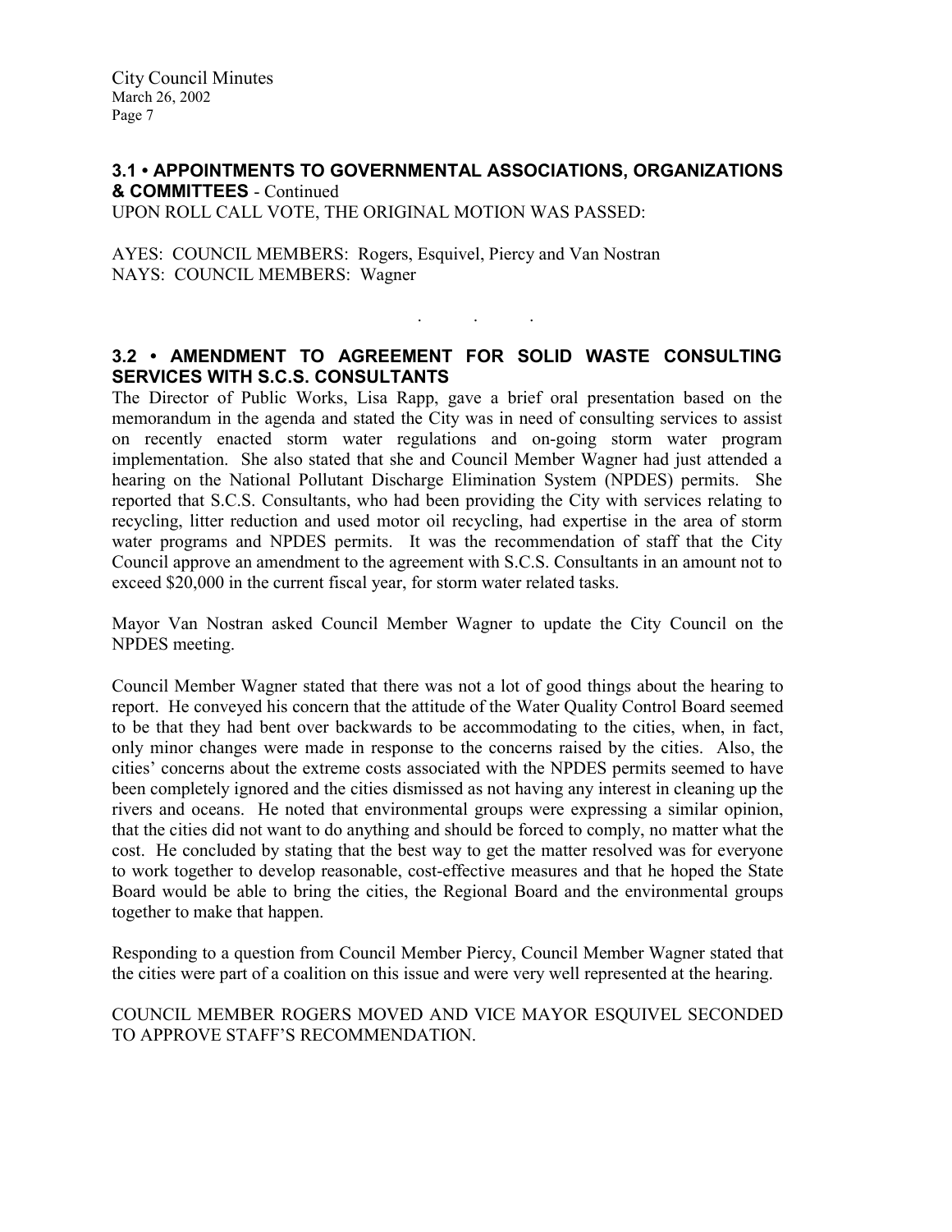### 3.1 • APPOINTMENTS TO GOVERNMENTAL ASSOCIATIONS, ORGANIZATIONS & COMMITTEES - Continued

UPON ROLL CALL VOTE, THE ORIGINAL MOTION WAS PASSED:

AYES: COUNCIL MEMBERS: Rogers, Esquivel, Piercy and Van Nostran
NAYS: COUNCIL MEMBERS: Wagner

. . .

### 3.2 • AMENDMENT TO AGREEMENT FOR SOLID WASTE CONSULTING SERVICES WITH S.C.S. CONSULTANTS

The Director of Public Works, Lisa Rapp, gave a brief oral presentation based on the memorandum in the agenda and stated the City was in need of consulting services to assist on recently enacted storm water regulations and on-going storm water program implementation. She also stated that she and Council Member Wagner had just attended a hearing on the National Pollutant Discharge Elimination System (NPDES) permits. She reported that S.C.S. Consultants, who had been providing the City with services relating to recycling, litter reduction and used motor oil recycling, had expertise in the area of storm water programs and NPDES permits. It was the recommendation of staff that the City Council approve an amendment to the agreement with S.C.S. Consultants in an amount not to exceed $20,000 in the current fiscal year, for storm water related tasks.

Mayor Van Nostran asked Council Member Wagner to update the City Council on the NPDES meeting.

Council Member Wagner stated that there was not a lot of good things about the hearing to report. He conveyed his concern that the attitude of the Water Quality Control Board seemed to be that they had bent over backwards to be accommodating to the cities, when, in fact, only minor changes were made in response to the concerns raised by the cities. Also, the cities' concerns about the extreme costs associated with the NPDES permits seemed to have been completely ignored and the cities dismissed as not having any interest in cleaning up the rivers and oceans. He noted that environmental groups were expressing a similar opinion, that the cities did not want to do anything and should be forced to comply, no matter what the cost. He concluded by stating that the best way to get the matter resolved was for everyone to work together to develop reasonable, cost-effective measures and that he hoped the State Board would be able to bring the cities, the Regional Board and the environmental groups together to make that happen.

Responding to a question from Council Member Piercy, Council Member Wagner stated that the cities were part of a coalition on this issue and were very well represented at the hearing.

COUNCIL MEMBER ROGERS MOVED AND VICE MAYOR ESQUIVEL SECONDED TO APPROVE STAFF'S RECOMMENDATION.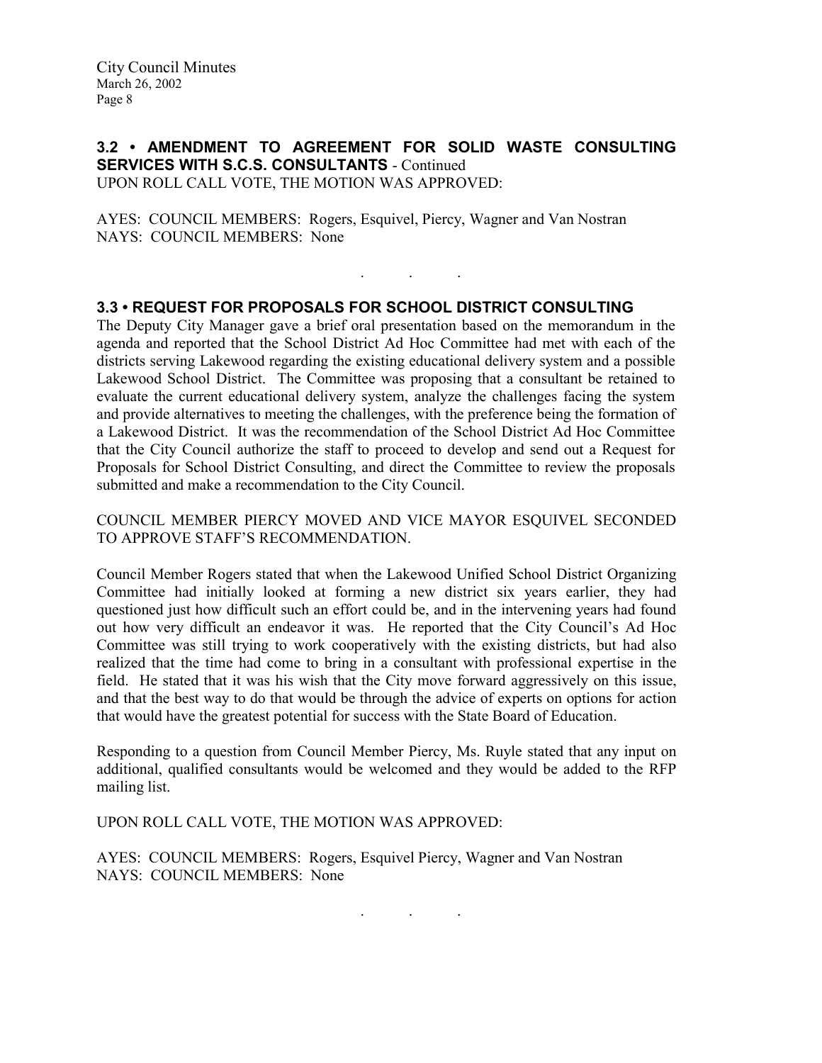**3.2 • AMENDMENT TO AGREEMENT FOR SOLID WASTE CONSULTING SERVICES WITH S.C.S. CONSULTANTS** - Continued

UPON ROLL CALL VOTE, THE MOTION WAS APPROVED:

AYES: COUNCIL MEMBERS: Rogers, Esquivel, Piercy, Wagner and Van Nostran
NAYS: COUNCIL MEMBERS: None

. . .

**3.3 • REQUEST FOR PROPOSALS FOR SCHOOL DISTRICT CONSULTING**

The Deputy City Manager gave a brief oral presentation based on the memorandum in the agenda and reported that the School District Ad Hoc Committee had met with each of the districts serving Lakewood regarding the existing educational delivery system and a possible Lakewood School District. The Committee was proposing that a consultant be retained to evaluate the current educational delivery system, analyze the challenges facing the system and provide alternatives to meeting the challenges, with the preference being the formation of a Lakewood District. It was the recommendation of the School District Ad Hoc Committee that the City Council authorize the staff to proceed to develop and send out a Request for Proposals for School District Consulting, and direct the Committee to review the proposals submitted and make a recommendation to the City Council.

COUNCIL MEMBER PIERCY MOVED AND VICE MAYOR ESQUIVEL SECONDED TO APPROVE STAFF'S RECOMMENDATION.

Council Member Rogers stated that when the Lakewood Unified School District Organizing Committee had initially looked at forming a new district six years earlier, they had questioned just how difficult such an effort could be, and in the intervening years had found out how very difficult an endeavor it was. He reported that the City Council's Ad Hoc Committee was still trying to work cooperatively with the existing districts, but had also realized that the time had come to bring in a consultant with professional expertise in the field. He stated that it was his wish that the City move forward aggressively on this issue, and that the best way to do that would be through the advice of experts on options for action that would have the greatest potential for success with the State Board of Education.

Responding to a question from Council Member Piercy, Ms. Ruyle stated that any input on additional, qualified consultants would be welcomed and they would be added to the RFP mailing list.

UPON ROLL CALL VOTE, THE MOTION WAS APPROVED:

AYES: COUNCIL MEMBERS: Rogers, Esquivel Piercy, Wagner and Van Nostran
NAYS: COUNCIL MEMBERS: None

. . .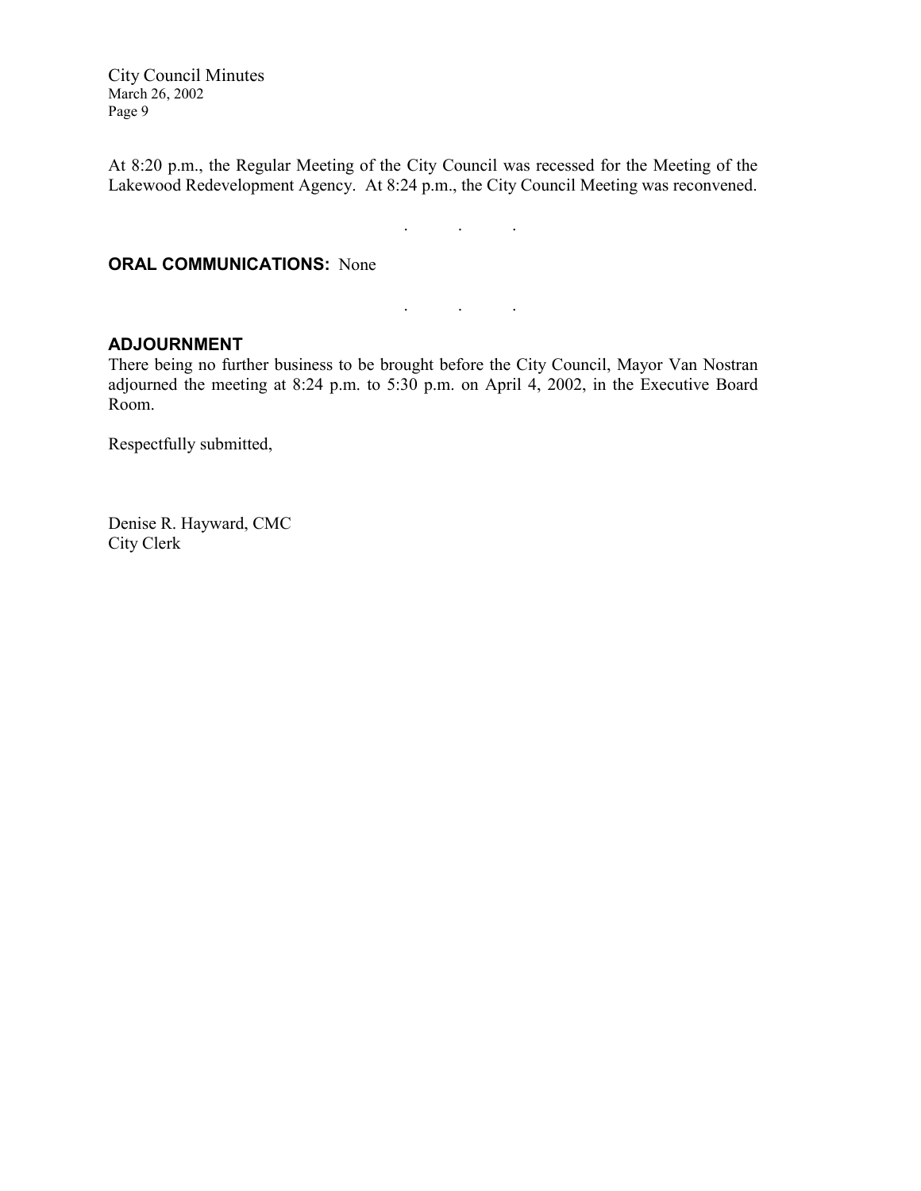At 8:20 p.m., the Regular Meeting of the City Council was recessed for the Meeting of the Lakewood Redevelopment Agency. At 8:24 p.m., the City Council Meeting was reconvened.

. . .

**ORAL COMMUNICATIONS:** None

. . .

**ADJOURNMENT**

There being no further business to be brought before the City Council, Mayor Van Nostran adjourned the meeting at 8:24 p.m. to 5:30 p.m. on April 4, 2002, in the Executive Board Room.

Respectfully submitted,

Denise R. Hayward, CMC
City Clerk